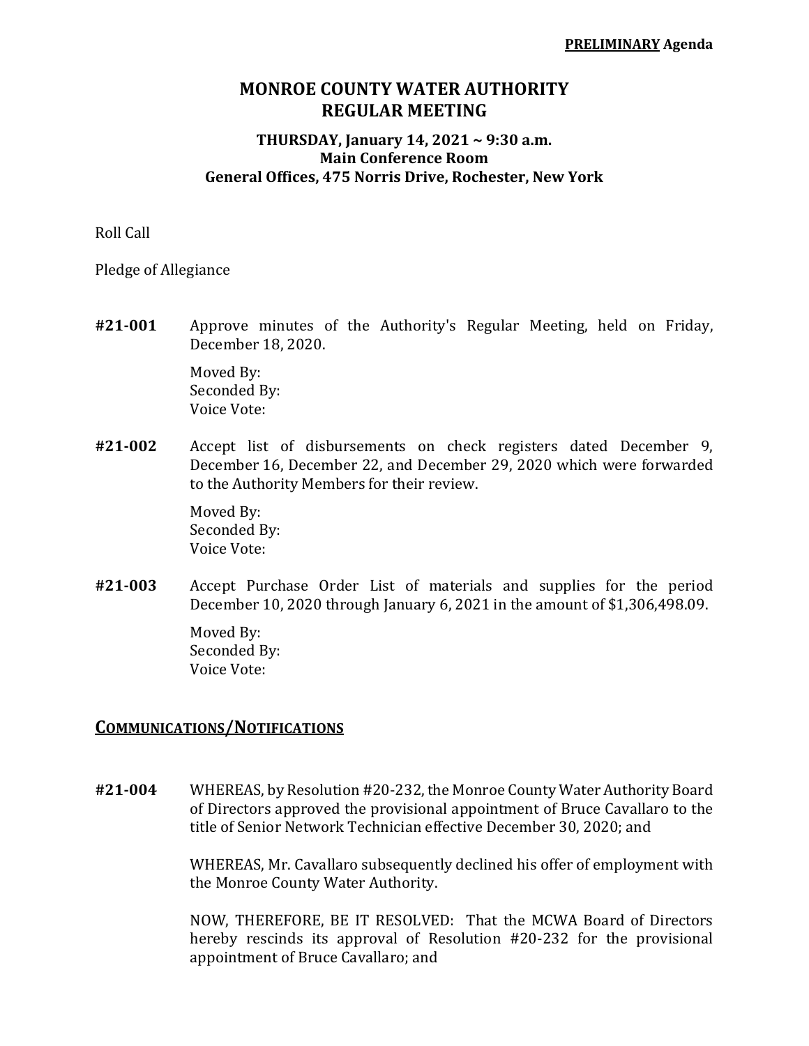**PRELIMINARY Agenda**

# MONROE COUNTY WATER AUTHORITY
# REGULAR MEETING

### THURSDAY, January 14, 2021 ~ 9:30 a.m.
### Main Conference Room
### General Offices, 475 Norris Drive, Rochester, New York

Roll Call

Pledge of Allegiance

**#21-001** Approve minutes of the Authority's Regular Meeting, held on Friday, December 18, 2020.

Moved By:
Seconded By:
Voice Vote:

**#21-002** Accept list of disbursements on check registers dated December 9, December 16, December 22, and December 29, 2020 which were forwarded to the Authority Members for their review.

Moved By:
Seconded By:
Voice Vote:

**#21-003** Accept Purchase Order List of materials and supplies for the period December 10, 2020 through January 6, 2021 in the amount of $1,306,498.09.

Moved By:
Seconded By:
Voice Vote:

## COMMUNICATIONS/NOTIFICATIONS

**#21-004** WHEREAS, by Resolution #20-232, the Monroe County Water Authority Board of Directors approved the provisional appointment of Bruce Cavallaro to the title of Senior Network Technician effective December 30, 2020; and

WHEREAS, Mr. Cavallaro subsequently declined his offer of employment with the Monroe County Water Authority.

NOW, THEREFORE, BE IT RESOLVED: That the MCWA Board of Directors hereby rescinds its approval of Resolution #20-232 for the provisional appointment of Bruce Cavallaro; and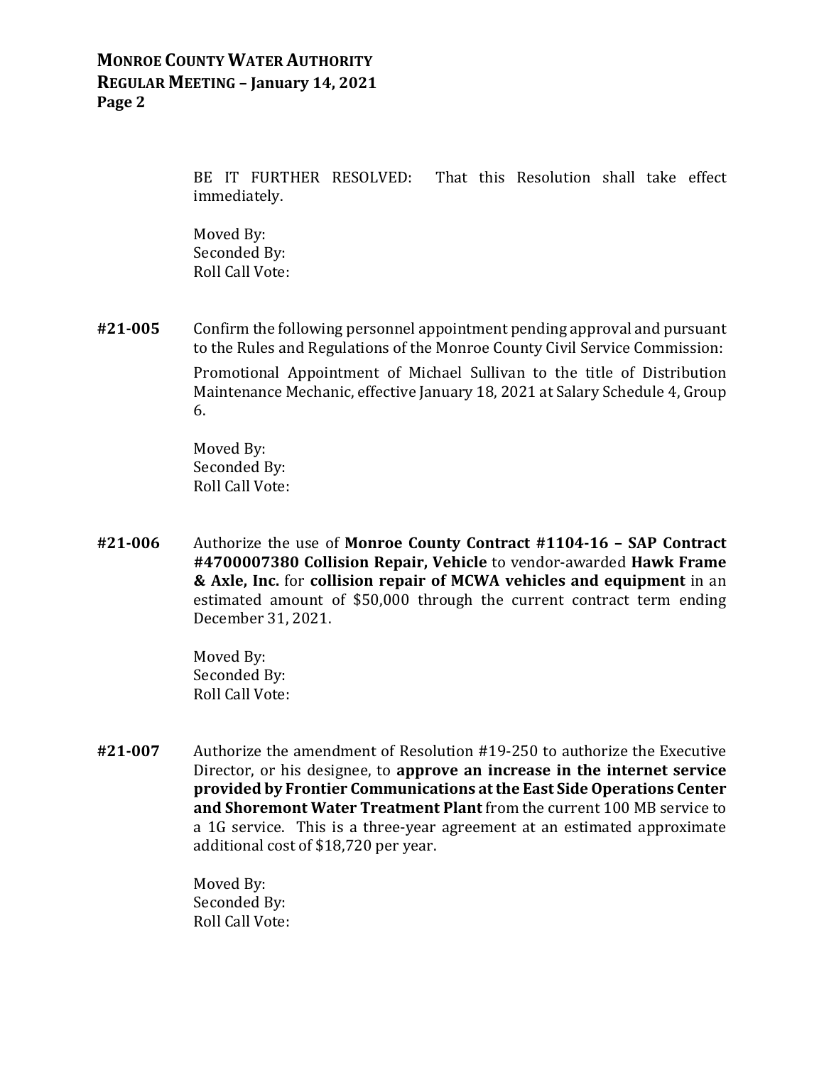BE IT FURTHER RESOLVED: That this Resolution shall take effect immediately.

Moved By:
Seconded By:
Roll Call Vote:

**#21-005** Confirm the following personnel appointment pending approval and pursuant to the Rules and Regulations of the Monroe County Civil Service Commission:

Promotional Appointment of Michael Sullivan to the title of Distribution Maintenance Mechanic, effective January 18, 2021 at Salary Schedule 4, Group 6.

Moved By:
Seconded By:
Roll Call Vote:

**#21-006** Authorize the use of **Monroe County Contract #1104-16 – SAP Contract #4700007380 Collision Repair, Vehicle** to vendor-awarded **Hawk Frame & Axle, Inc.** for **collision repair of MCWA vehicles and equipment** in an estimated amount of $50,000 through the current contract term ending December 31, 2021.

Moved By:
Seconded By:
Roll Call Vote:

**#21-007** Authorize the amendment of Resolution #19-250 to authorize the Executive Director, or his designee, to **approve an increase in the internet service provided by Frontier Communications at the East Side Operations Center and Shoremont Water Treatment Plant** from the current 100 MB service to a 1G service. This is a three-year agreement at an estimated approximate additional cost of $18,720 per year.

Moved By:
Seconded By:
Roll Call Vote: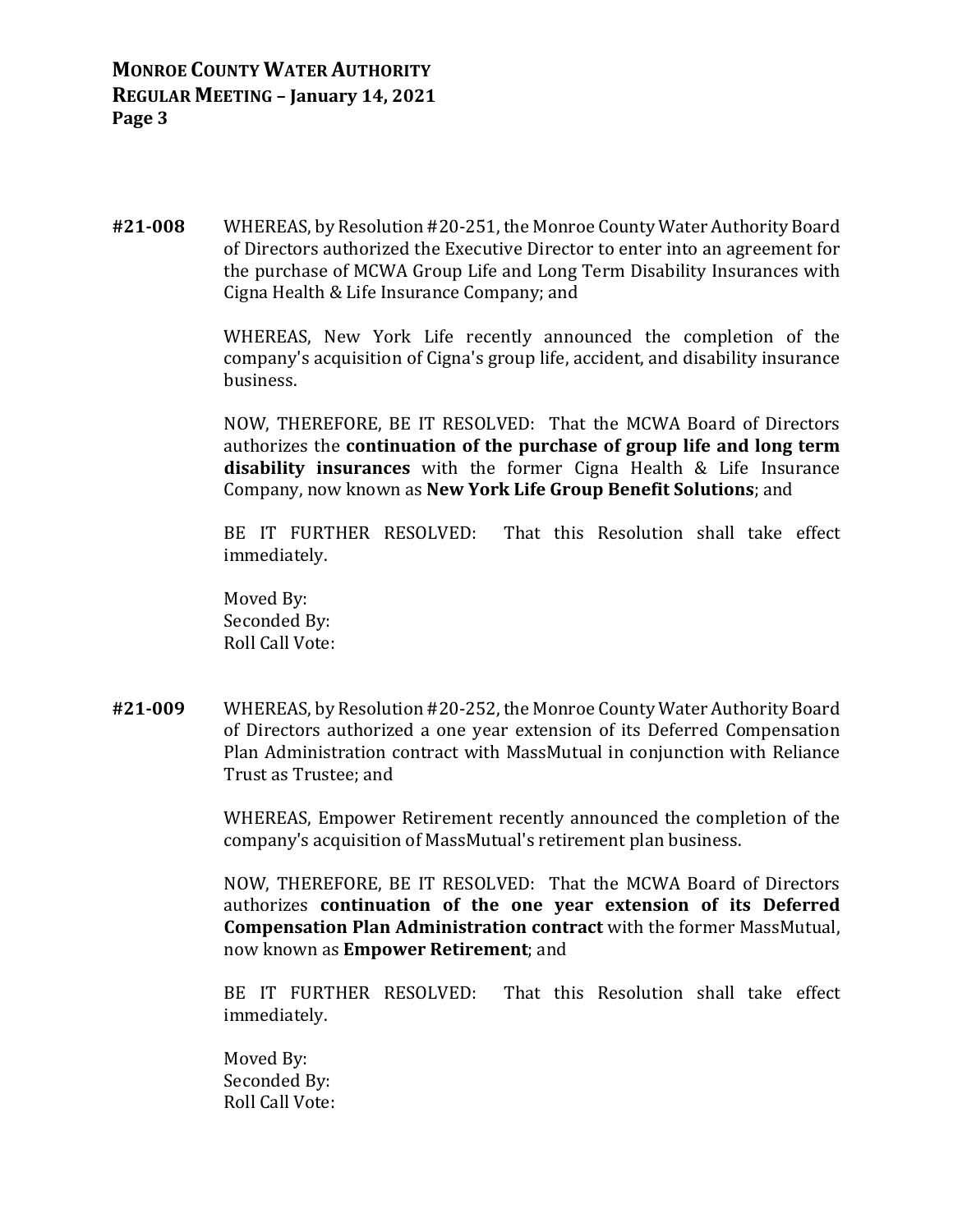**#21-008** WHEREAS, by Resolution #20-251, the Monroe County Water Authority Board of Directors authorized the Executive Director to enter into an agreement for the purchase of MCWA Group Life and Long Term Disability Insurances with Cigna Health & Life Insurance Company; and

WHEREAS, New York Life recently announced the completion of the company's acquisition of Cigna's group life, accident, and disability insurance business.

NOW, THEREFORE, BE IT RESOLVED: That the MCWA Board of Directors authorizes the **continuation of the purchase of group life and long term disability insurances** with the former Cigna Health & Life Insurance Company, now known as **New York Life Group Benefit Solutions**; and

BE IT FURTHER RESOLVED: That this Resolution shall take effect immediately.

Moved By:
Seconded By:
Roll Call Vote:

**#21-009** WHEREAS, by Resolution #20-252, the Monroe County Water Authority Board of Directors authorized a one year extension of its Deferred Compensation Plan Administration contract with MassMutual in conjunction with Reliance Trust as Trustee; and

WHEREAS, Empower Retirement recently announced the completion of the company's acquisition of MassMutual's retirement plan business.

NOW, THEREFORE, BE IT RESOLVED: That the MCWA Board of Directors authorizes **continuation of the one year extension of its Deferred Compensation Plan Administration contract** with the former MassMutual, now known as **Empower Retirement**; and

BE IT FURTHER RESOLVED: That this Resolution shall take effect immediately.

Moved By:
Seconded By:
Roll Call Vote: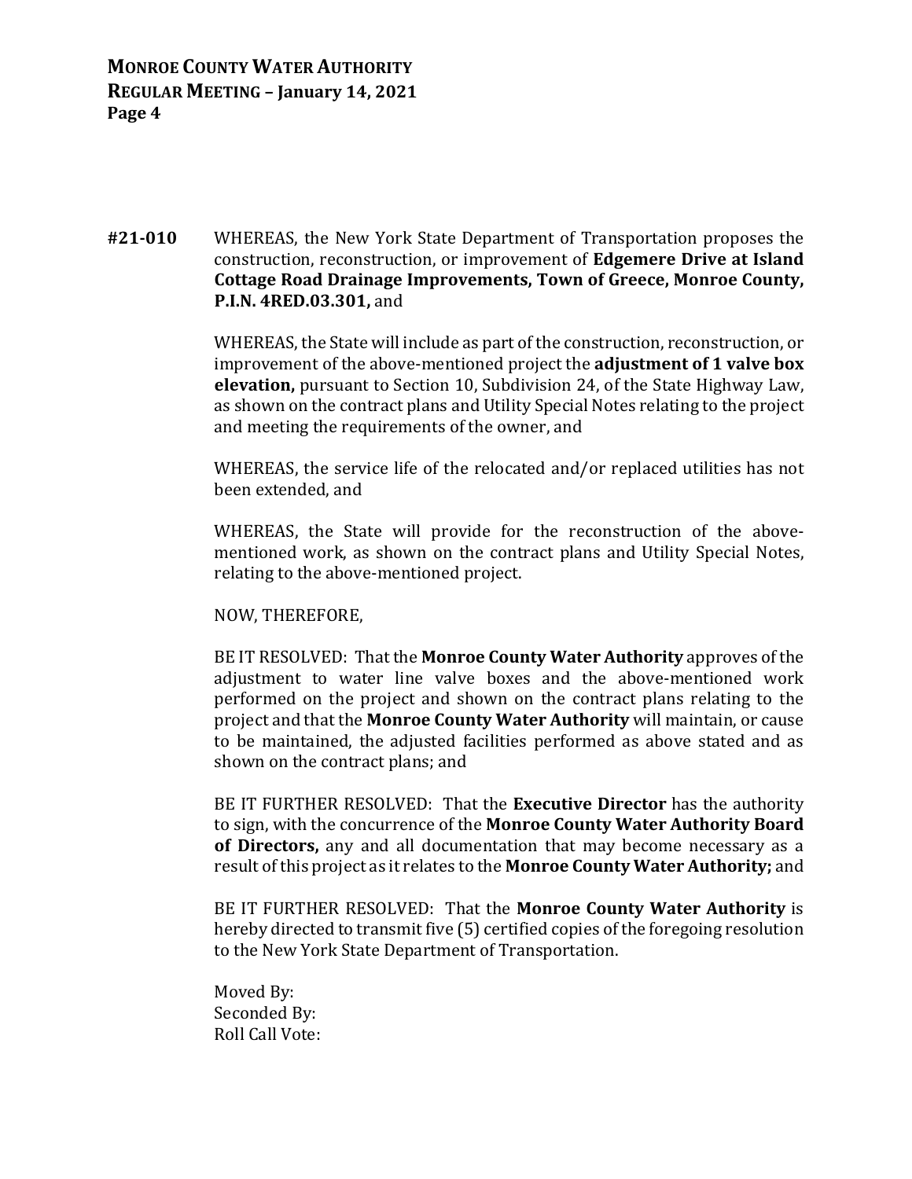**#21-010** WHEREAS, the New York State Department of Transportation proposes the construction, reconstruction, or improvement of **Edgemere Drive at Island Cottage Road Drainage Improvements, Town of Greece, Monroe County, P.I.N. 4RED.03.301,** and

WHEREAS, the State will include as part of the construction, reconstruction, or improvement of the above-mentioned project the **adjustment of 1 valve box elevation,** pursuant to Section 10, Subdivision 24, of the State Highway Law, as shown on the contract plans and Utility Special Notes relating to the project and meeting the requirements of the owner, and

WHEREAS, the service life of the relocated and/or replaced utilities has not been extended, and

WHEREAS, the State will provide for the reconstruction of the above-mentioned work, as shown on the contract plans and Utility Special Notes, relating to the above-mentioned project.

NOW, THEREFORE,

BE IT RESOLVED: That the **Monroe County Water Authority** approves of the adjustment to water line valve boxes and the above-mentioned work performed on the project and shown on the contract plans relating to the project and that the **Monroe County Water Authority** will maintain, or cause to be maintained, the adjusted facilities performed as above stated and as shown on the contract plans; and

BE IT FURTHER RESOLVED: That the **Executive Director** has the authority to sign, with the concurrence of the **Monroe County Water Authority Board of Directors,** any and all documentation that may become necessary as a result of this project as it relates to the **Monroe County Water Authority;** and

BE IT FURTHER RESOLVED: That the **Monroe County Water Authority** is hereby directed to transmit five (5) certified copies of the foregoing resolution to the New York State Department of Transportation.

Moved By:
Seconded By:
Roll Call Vote: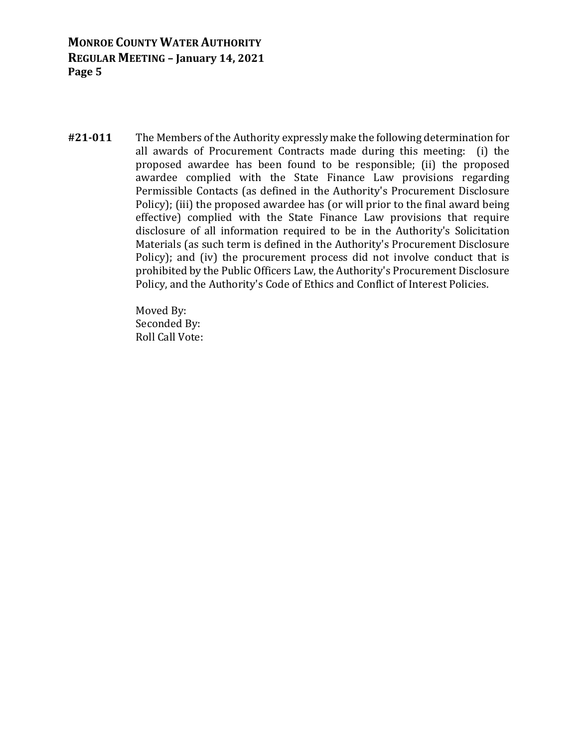**#21-011** The Members of the Authority expressly make the following determination for all awards of Procurement Contracts made during this meeting: (i) the proposed awardee has been found to be responsible; (ii) the proposed awardee complied with the State Finance Law provisions regarding Permissible Contacts (as defined in the Authority's Procurement Disclosure Policy); (iii) the proposed awardee has (or will prior to the final award being effective) complied with the State Finance Law provisions that require disclosure of all information required to be in the Authority's Solicitation Materials (as such term is defined in the Authority's Procurement Disclosure Policy); and (iv) the procurement process did not involve conduct that is prohibited by the Public Officers Law, the Authority's Procurement Disclosure Policy, and the Authority's Code of Ethics and Conflict of Interest Policies.

Moved By:
Seconded By:
Roll Call Vote: